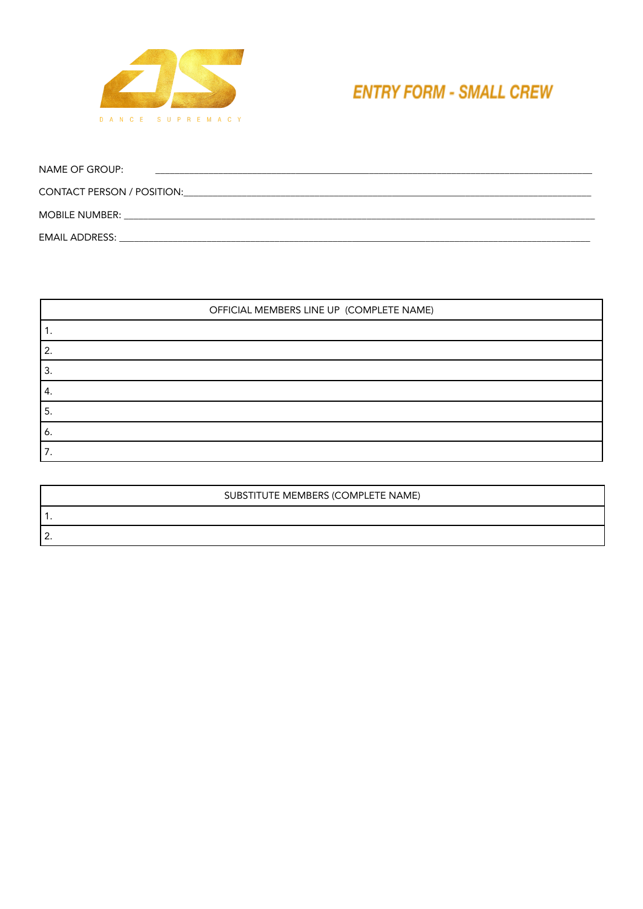DANCE SUPREMACY

# ENTRY FORM - SMALL CREW

NAME OF GROUP: ______________________________________________

CONTACT PERSON / POSITION: ______________________________________________

MOBILE NUMBER: ______________________________________________

EMAIL ADDRESS: ______________________________________________

| OFFICIAL MEMBERS LINE UP (COMPLETE NAME) |
|---|
| 1. |
| 2. |
| 3. |
| 4. |
| 5. |
| 6. |
| 7. |

| SUBSTITUTE MEMBERS (COMPLETE NAME) |
|---|
| 1. |
| 2. |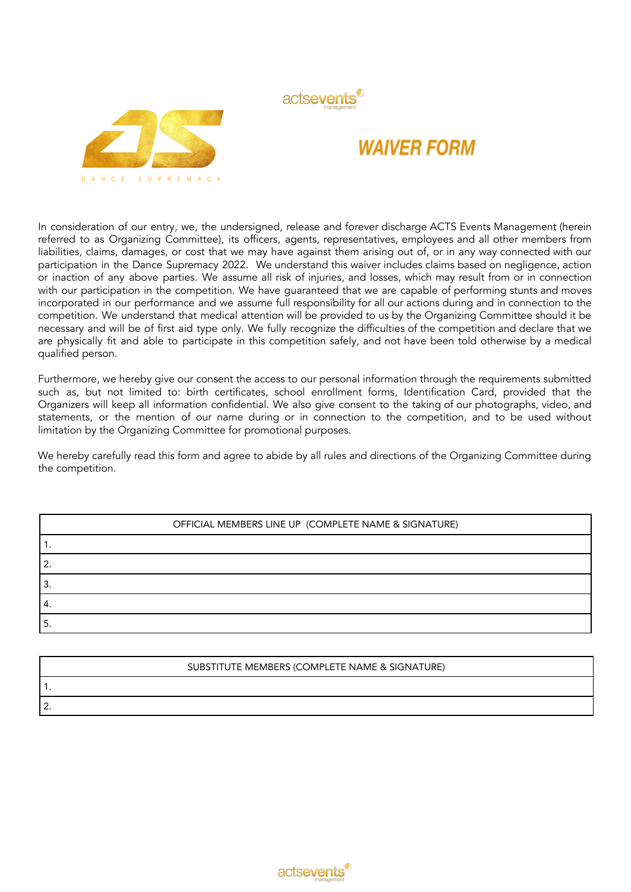actsevents management

DANCE SUPREMACY

# WAIVER FORM

In consideration of our entry, we, the undersigned, release and forever discharge ACTS Events Management (herein referred to as Organizing Committee), its officers, agents, representatives, employees and all other members from liabilities, claims, damages, or cost that we may have against them arising out of, or in any way connected with our participation in the Dance Supremacy 2022. We understand this waiver includes claims based on negligence, action or inaction of any above parties. We assume all risk of injuries, and losses, which may result from or in connection with our participation in the competition. We have guaranteed that we are capable of performing stunts and moves incorporated in our performance and we assume full responsibility for all our actions during and in connection to the competition. We understand that medical attention will be provided to us by the Organizing Committee should it be necessary and will be of first aid type only. We fully recognize the difficulties of the competition and declare that we are physically fit and able to participate in this competition safely, and not have been told otherwise by a medical qualified person.

Furthermore, we hereby give our consent the access to our personal information through the requirements submitted such as, but not limited to: birth certificates, school enrollment forms, Identification Card, provided that the Organizers will keep all information confidential. We also give consent to the taking of our photographs, video, and statements, or the mention of our name during or in connection to the competition, and to be used without limitation by the Organizing Committee for promotional purposes.

We hereby carefully read this form and agree to abide by all rules and directions of the Organizing Committee during the competition.

| OFFICIAL MEMBERS LINE UP (COMPLETE NAME & SIGNATURE) |
|---|
| 1. |
| 2. |
| 3. |
| 4. |
| 5. |

| SUBSTITUTE MEMBERS (COMPLETE NAME & SIGNATURE) |
|---|
| 1. |
| 2. |